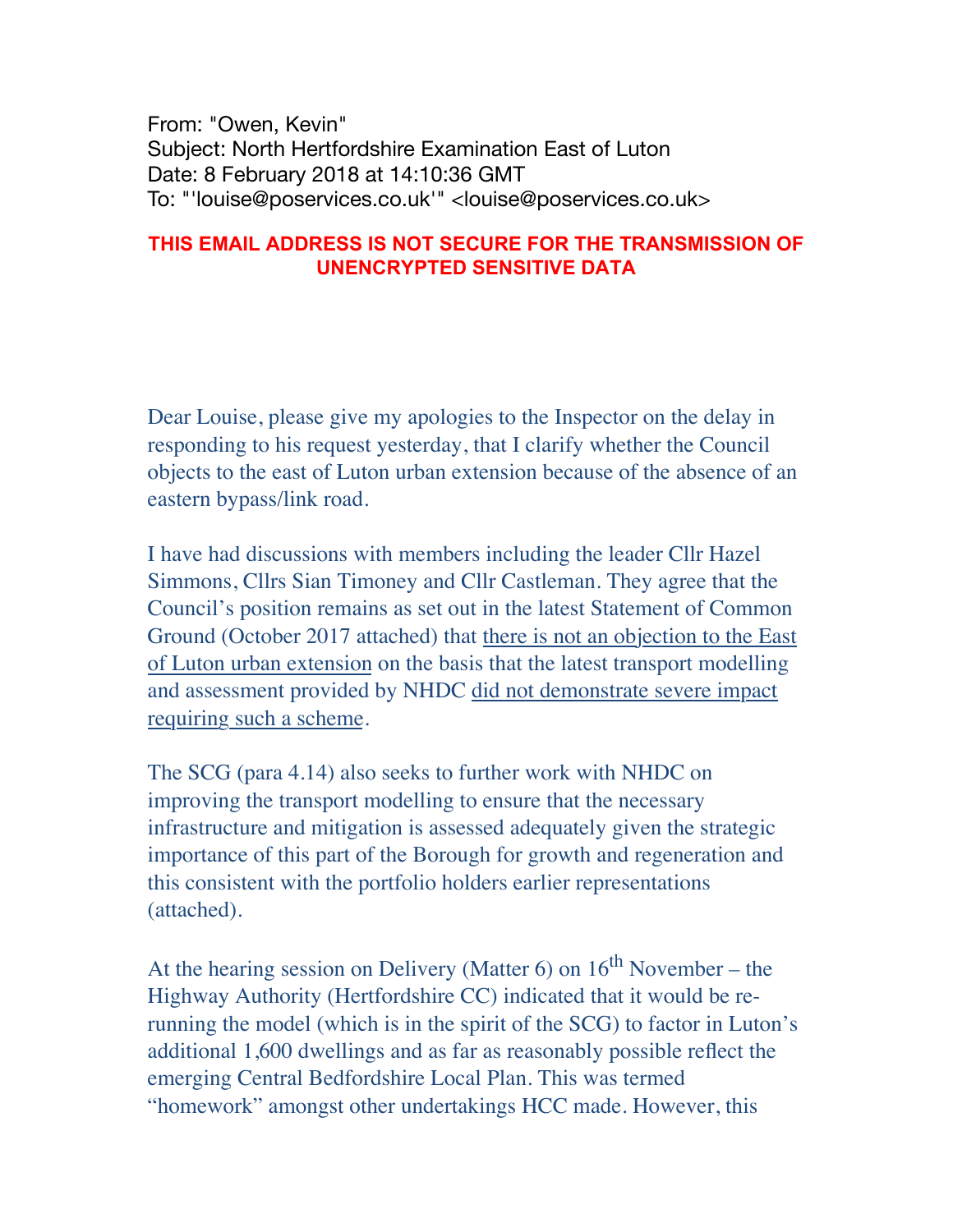From: "Owen, Kevin"
Subject: North Hertfordshire Examination East of Luton
Date: 8 February 2018 at 14:10:36 GMT
To: "'louise@poservices.co.uk'" <louise@poservices.co.uk>

**THIS EMAIL ADDRESS IS NOT SECURE FOR THE TRANSMISSION OF UNENCRYPTED SENSITIVE DATA**

Dear Louise, please give my apologies to the Inspector on the delay in responding to his request yesterday, that I clarify whether the Council objects to the east of Luton urban extension because of the absence of an eastern bypass/link road.

I have had discussions with members including the leader Cllr Hazel Simmons, Cllrs Sian Timoney and Cllr Castleman. They agree that the Council's position remains as set out in the latest Statement of Common Ground (October 2017 attached) that <u>there is not an objection to the East of Luton urban extension</u> on the basis that the latest transport modelling and assessment provided by NHDC <u>did not demonstrate severe impact requiring such a scheme</u>.

The SCG (para 4.14) also seeks to further work with NHDC on improving the transport modelling to ensure that the necessary infrastructure and mitigation is assessed adequately given the strategic importance of this part of the Borough for growth and regeneration and this consistent with the portfolio holders earlier representations (attached).

At the hearing session on Delivery (Matter 6) on 16th November – the Highway Authority (Hertfordshire CC) indicated that it would be re-running the model (which is in the spirit of the SCG) to factor in Luton's additional 1,600 dwellings and as far as reasonably possible reflect the emerging Central Bedfordshire Local Plan. This was termed "homework" amongst other undertakings HCC made. However, this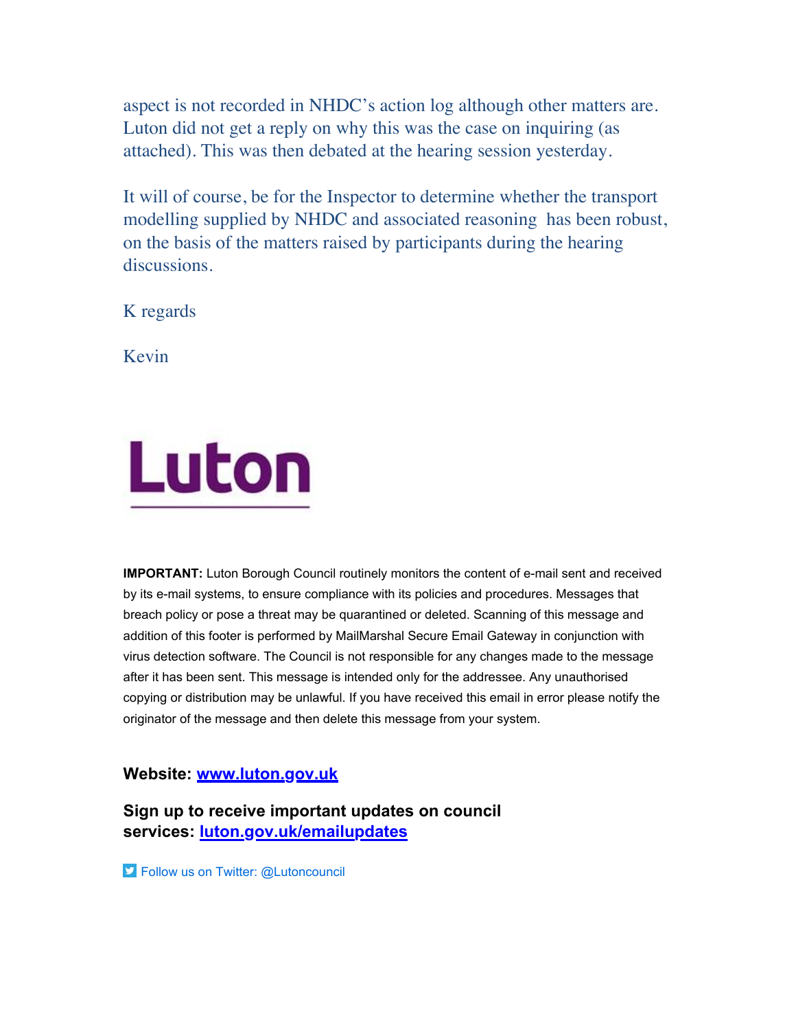aspect is not recorded in NHDC's action log although other matters are. Luton did not get a reply on why this was the case on inquiring (as attached). This was then debated at the hearing session yesterday.

It will of course, be for the Inspector to determine whether the transport modelling supplied by NHDC and associated reasoning has been robust, on the basis of the matters raised by participants during the hearing discussions.

K regards

Kevin

Luton

**IMPORTANT:** Luton Borough Council routinely monitors the content of e-mail sent and received by its e-mail systems, to ensure compliance with its policies and procedures. Messages that breach policy or pose a threat may be quarantined or deleted. Scanning of this message and addition of this footer is performed by MailMarshal Secure Email Gateway in conjunction with virus detection software. The Council is not responsible for any changes made to the message after it has been sent. This message is intended only for the addressee. Any unauthorised copying or distribution may be unlawful. If you have received this email in error please notify the originator of the message and then delete this message from your system.

**Website: [www.luton.gov.uk](http://www.luton.gov.uk)**

**Sign up to receive important updates on council services: [luton.gov.uk/emailupdates](http://luton.gov.uk/emailupdates)**

Follow us on Twitter: @Lutoncouncil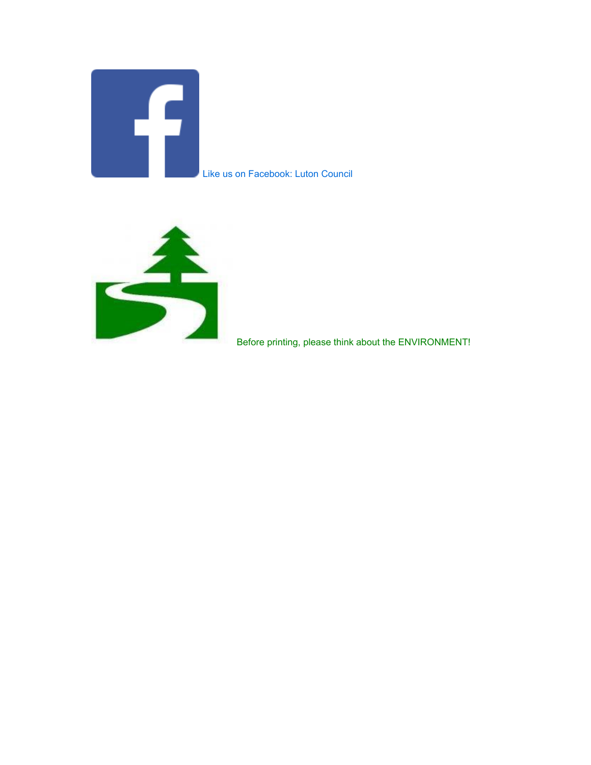Like us on Facebook: Luton Council

Before printing, please think about the ENVIRONMENT!